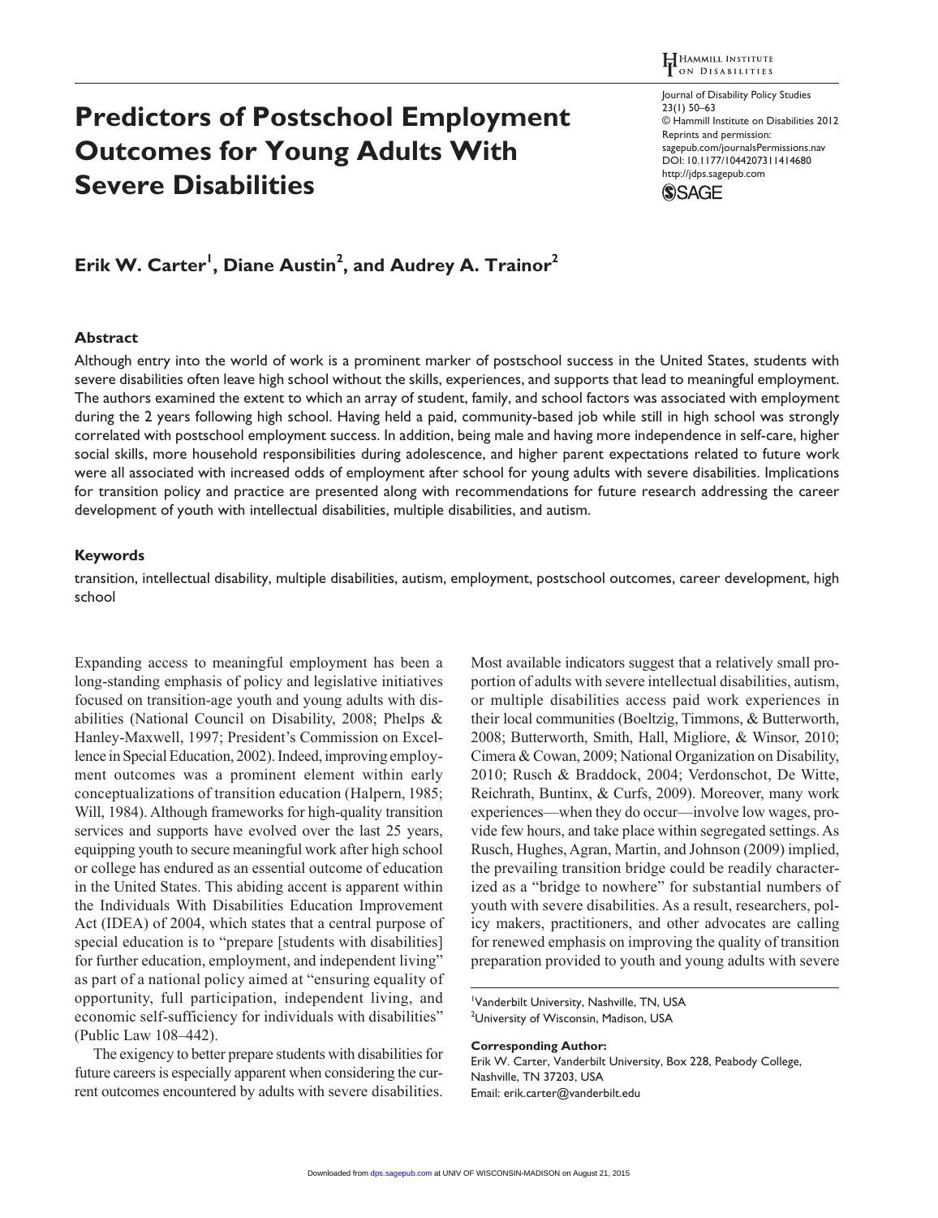# Predictors of Postschool Employment Outcomes for Young Adults With Severe Disabilities

**Erik W. Carter[1], Diane Austin[2], and Audrey A. Trainor[2]**

## Abstract

Although entry into the world of work is a prominent marker of postschool success in the United States, students with severe disabilities often leave high school without the skills, experiences, and supports that lead to meaningful employment. The authors examined the extent to which an array of student, family, and school factors was associated with employment during the 2 years following high school. Having held a paid, community-based job while still in high school was strongly correlated with postschool employment success. In addition, being male and having more independence in self-care, higher social skills, more household responsibilities during adolescence, and higher parent expectations related to future work were all associated with increased odds of employment after school for young adults with severe disabilities. Implications for transition policy and practice are presented along with recommendations for future research addressing the career development of youth with intellectual disabilities, multiple disabilities, and autism.

## Keywords

transition, intellectual disability, multiple disabilities, autism, employment, postschool outcomes, career development, high school

Expanding access to meaningful employment has been a long-standing emphasis of policy and legislative initiatives focused on transition-age youth and young adults with disabilities (National Council on Disability, 2008; Phelps & Hanley-Maxwell, 1997; President's Commission on Excellence in Special Education, 2002). Indeed, improving employment outcomes was a prominent element within early conceptualizations of transition education (Halpern, 1985; Will, 1984). Although frameworks for high-quality transition services and supports have evolved over the last 25 years, equipping youth to secure meaningful work after high school or college has endured as an essential outcome of education in the United States. This abiding accent is apparent within the Individuals With Disabilities Education Improvement Act (IDEA) of 2004, which states that a central purpose of special education is to "prepare [students with disabilities] for further education, employment, and independent living" as part of a national policy aimed at "ensuring equality of opportunity, full participation, independent living, and economic self-sufficiency for individuals with disabilities" (Public Law 108–442).

The exigency to better prepare students with disabilities for future careers is especially apparent when considering the current outcomes encountered by adults with severe disabilities. Most available indicators suggest that a relatively small proportion of adults with severe intellectual disabilities, autism, or multiple disabilities access paid work experiences in their local communities (Boeltzig, Timmons, & Butterworth, 2008; Butterworth, Smith, Hall, Migliore, & Winsor, 2010; Cimera & Cowan, 2009; National Organization on Disability, 2010; Rusch & Braddock, 2004; Verdonschot, De Witte, Reichrath, Buntinx, & Curfs, 2009). Moreover, many work experiences—when they do occur—involve low wages, provide few hours, and take place within segregated settings. As Rusch, Hughes, Agran, Martin, and Johnson (2009) implied, the prevailing transition bridge could be readily characterized as a "bridge to nowhere" for substantial numbers of youth with severe disabilities. As a result, researchers, policy makers, practitioners, and other advocates are calling for renewed emphasis on improving the quality of transition preparation provided to youth and young adults with severe

[1]Vanderbilt University, Nashville, TN, USA
[2]University of Wisconsin, Madison, USA

**Corresponding Author:**
Erik W. Carter, Vanderbilt University, Box 228, Peabody College, Nashville, TN 37203, USA
Email: erik.carter@vanderbilt.edu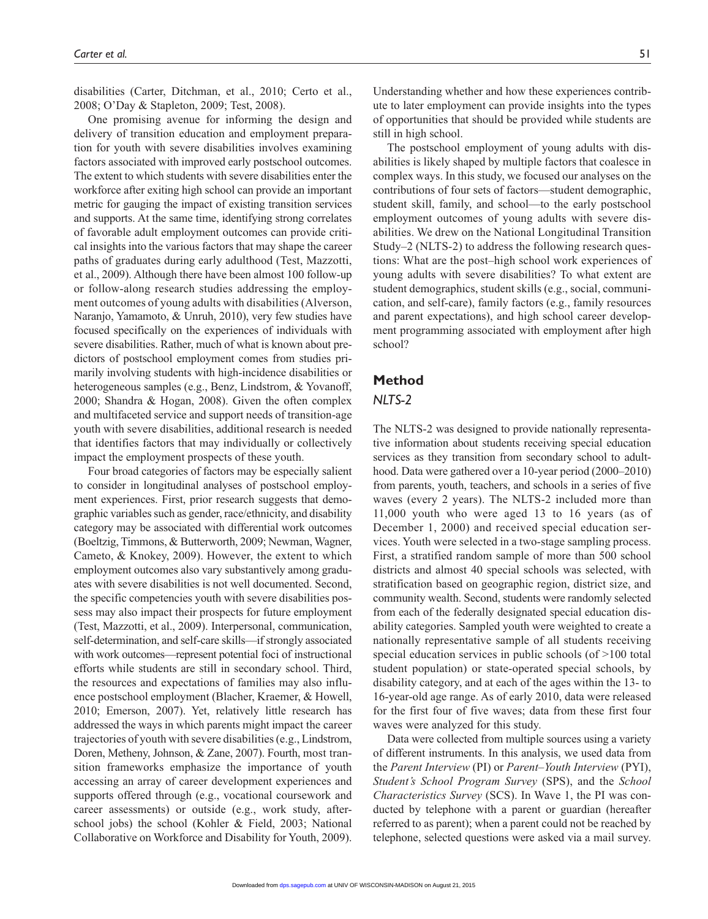disabilities (Carter, Ditchman, et al., 2010; Certo et al., 2008; O'Day & Stapleton, 2009; Test, 2008).

One promising avenue for informing the design and delivery of transition education and employment preparation for youth with severe disabilities involves examining factors associated with improved early postschool outcomes. The extent to which students with severe disabilities enter the workforce after exiting high school can provide an important metric for gauging the impact of existing transition services and supports. At the same time, identifying strong correlates of favorable adult employment outcomes can provide critical insights into the various factors that may shape the career paths of graduates during early adulthood (Test, Mazzotti, et al., 2009). Although there have been almost 100 follow-up or follow-along research studies addressing the employment outcomes of young adults with disabilities (Alverson, Naranjo, Yamamoto, & Unruh, 2010), very few studies have focused specifically on the experiences of individuals with severe disabilities. Rather, much of what is known about predictors of postschool employment comes from studies primarily involving students with high-incidence disabilities or heterogeneous samples (e.g., Benz, Lindstrom, & Yovanoff, 2000; Shandra & Hogan, 2008). Given the often complex and multifaceted service and support needs of transition-age youth with severe disabilities, additional research is needed that identifies factors that may individually or collectively impact the employment prospects of these youth.

Four broad categories of factors may be especially salient to consider in longitudinal analyses of postschool employment experiences. First, prior research suggests that demographic variables such as gender, race/ethnicity, and disability category may be associated with differential work outcomes (Boeltzig, Timmons, & Butterworth, 2009; Newman, Wagner, Cameto, & Knokey, 2009). However, the extent to which employment outcomes also vary substantively among graduates with severe disabilities is not well documented. Second, the specific competencies youth with severe disabilities possess may also impact their prospects for future employment (Test, Mazzotti, et al., 2009). Interpersonal, communication, self-determination, and self-care skills—if strongly associated with work outcomes—represent potential foci of instructional efforts while students are still in secondary school. Third, the resources and expectations of families may also influence postschool employment (Blacher, Kraemer, & Howell, 2010; Emerson, 2007). Yet, relatively little research has addressed the ways in which parents might impact the career trajectories of youth with severe disabilities (e.g., Lindstrom, Doren, Metheny, Johnson, & Zane, 2007). Fourth, most transition frameworks emphasize the importance of youth accessing an array of career development experiences and supports offered through (e.g., vocational coursework and career assessments) or outside (e.g., work study, after-school jobs) the school (Kohler & Field, 2003; National Collaborative on Workforce and Disability for Youth, 2009). Understanding whether and how these experiences contribute to later employment can provide insights into the types of opportunities that should be provided while students are still in high school.

The postschool employment of young adults with disabilities is likely shaped by multiple factors that coalesce in complex ways. In this study, we focused our analyses on the contributions of four sets of factors—student demographic, student skill, family, and school—to the early postschool employment outcomes of young adults with severe disabilities. We drew on the National Longitudinal Transition Study–2 (NLTS-2) to address the following research questions: What are the post–high school work experiences of young adults with severe disabilities? To what extent are student demographics, student skills (e.g., social, communication, and self-care), family factors (e.g., family resources and parent expectations), and high school career development programming associated with employment after high school?

## Method

### *NLTS-2*

The NLTS-2 was designed to provide nationally representative information about students receiving special education services as they transition from secondary school to adulthood. Data were gathered over a 10-year period (2000–2010) from parents, youth, teachers, and schools in a series of five waves (every 2 years). The NLTS-2 included more than 11,000 youth who were aged 13 to 16 years (as of December 1, 2000) and received special education services. Youth were selected in a two-stage sampling process. First, a stratified random sample of more than 500 school districts and almost 40 special schools was selected, with stratification based on geographic region, district size, and community wealth. Second, students were randomly selected from each of the federally designated special education disability categories. Sampled youth were weighted to create a nationally representative sample of all students receiving special education services in public schools (of >100 total student population) or state-operated special schools, by disability category, and at each of the ages within the 13- to 16-year-old age range. As of early 2010, data were released for the first four of five waves; data from these first four waves were analyzed for this study.

Data were collected from multiple sources using a variety of different instruments. In this analysis, we used data from the *Parent Interview* (PI) or *Parent–Youth Interview* (PYI), *Student's School Program Survey* (SPS), and the *School Characteristics Survey* (SCS). In Wave 1, the PI was conducted by telephone with a parent or guardian (hereafter referred to as parent); when a parent could not be reached by telephone, selected questions were asked via a mail survey.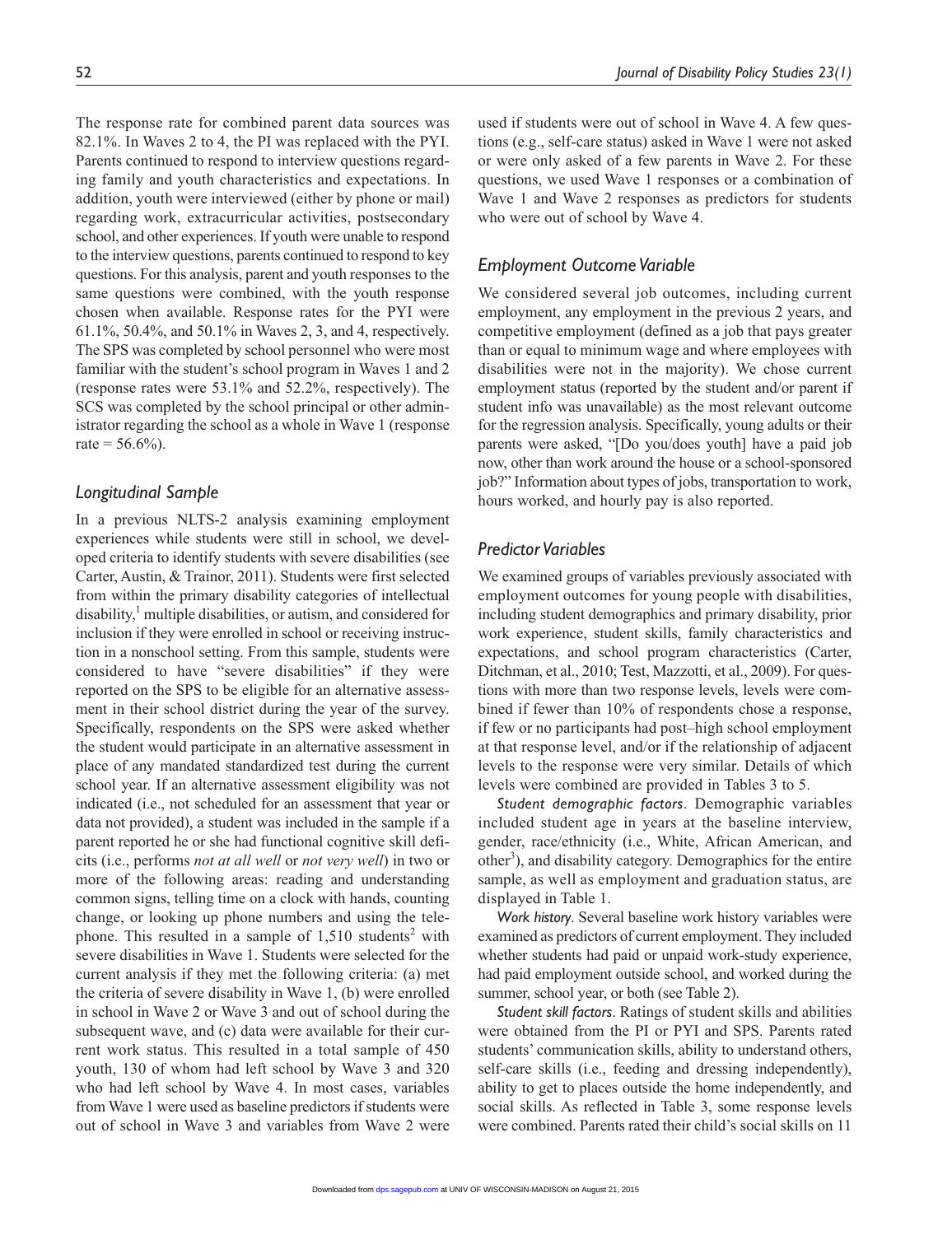The response rate for combined parent data sources was 82.1%. In Waves 2 to 4, the PI was replaced with the PYI. Parents continued to respond to interview questions regarding family and youth characteristics and expectations. In addition, youth were interviewed (either by phone or mail) regarding work, extracurricular activities, postsecondary school, and other experiences. If youth were unable to respond to the interview questions, parents continued to respond to key questions. For this analysis, parent and youth responses to the same questions were combined, with the youth response chosen when available. Response rates for the PYI were 61.1%, 50.4%, and 50.1% in Waves 2, 3, and 4, respectively. The SPS was completed by school personnel who were most familiar with the student's school program in Waves 1 and 2 (response rates were 53.1% and 52.2%, respectively). The SCS was completed by the school principal or other administrator regarding the school as a whole in Wave 1 (response rate = 56.6%).

### *Longitudinal Sample*

In a previous NLTS-2 analysis examining employment experiences while students were still in school, we developed criteria to identify students with severe disabilities (see Carter, Austin, & Trainor, 2011). Students were first selected from within the primary disability categories of intellectual disability,[1] multiple disabilities, or autism, and considered for inclusion if they were enrolled in school or receiving instruction in a nonschool setting. From this sample, students were considered to have "severe disabilities" if they were reported on the SPS to be eligible for an alternative assessment in their school district during the year of the survey. Specifically, respondents on the SPS were asked whether the student would participate in an alternative assessment in place of any mandated standardized test during the current school year. If an alternative assessment eligibility was not indicated (i.e., not scheduled for an assessment that year or data not provided), a student was included in the sample if a parent reported he or she had functional cognitive skill deficits (i.e., performs *not at all well* or *not very well*) in two or more of the following areas: reading and understanding common signs, telling time on a clock with hands, counting change, or looking up phone numbers and using the telephone. This resulted in a sample of 1,510 students[2] with severe disabilities in Wave 1. Students were selected for the current analysis if they met the following criteria: (a) met the criteria of severe disability in Wave 1, (b) were enrolled in school in Wave 2 or Wave 3 and out of school during the subsequent wave, and (c) data were available for their current work status. This resulted in a total sample of 450 youth, 130 of whom had left school by Wave 3 and 320 who had left school by Wave 4. In most cases, variables from Wave 1 were used as baseline predictors if students were out of school in Wave 3 and variables from Wave 2 were used if students were out of school in Wave 4. A few questions (e.g., self-care status) asked in Wave 1 were not asked or were only asked of a few parents in Wave 2. For these questions, we used Wave 1 responses or a combination of Wave 1 and Wave 2 responses as predictors for students who were out of school by Wave 4.

### *Employment Outcome Variable*

We considered several job outcomes, including current employment, any employment in the previous 2 years, and competitive employment (defined as a job that pays greater than or equal to minimum wage and where employees with disabilities were not in the majority). We chose current employment status (reported by the student and/or parent if student info was unavailable) as the most relevant outcome for the regression analysis. Specifically, young adults or their parents were asked, "[Do you/does youth] have a paid job now, other than work around the house or a school-sponsored job?" Information about types of jobs, transportation to work, hours worked, and hourly pay is also reported.

### *Predictor Variables*

We examined groups of variables previously associated with employment outcomes for young people with disabilities, including student demographics and primary disability, prior work experience, student skills, family characteristics and expectations, and school program characteristics (Carter, Ditchman, et al., 2010; Test, Mazzotti, et al., 2009). For questions with more than two response levels, levels were combined if fewer than 10% of respondents chose a response, if few or no participants had post–high school employment at that response level, and/or if the relationship of adjacent levels to the response were very similar. Details of which levels were combined are provided in Tables 3 to 5.

*Student demographic factors*. Demographic variables included student age in years at the baseline interview, gender, race/ethnicity (i.e., White, African American, and other[3]), and disability category. Demographics for the entire sample, as well as employment and graduation status, are displayed in Table 1.

*Work history*. Several baseline work history variables were examined as predictors of current employment. They included whether students had paid or unpaid work-study experience, had paid employment outside school, and worked during the summer, school year, or both (see Table 2).

*Student skill factors*. Ratings of student skills and abilities were obtained from the PI or PYI and SPS. Parents rated students' communication skills, ability to understand others, self-care skills (i.e., feeding and dressing independently), ability to get to places outside the home independently, and social skills. As reflected in Table 3, some response levels were combined. Parents rated their child's social skills on 11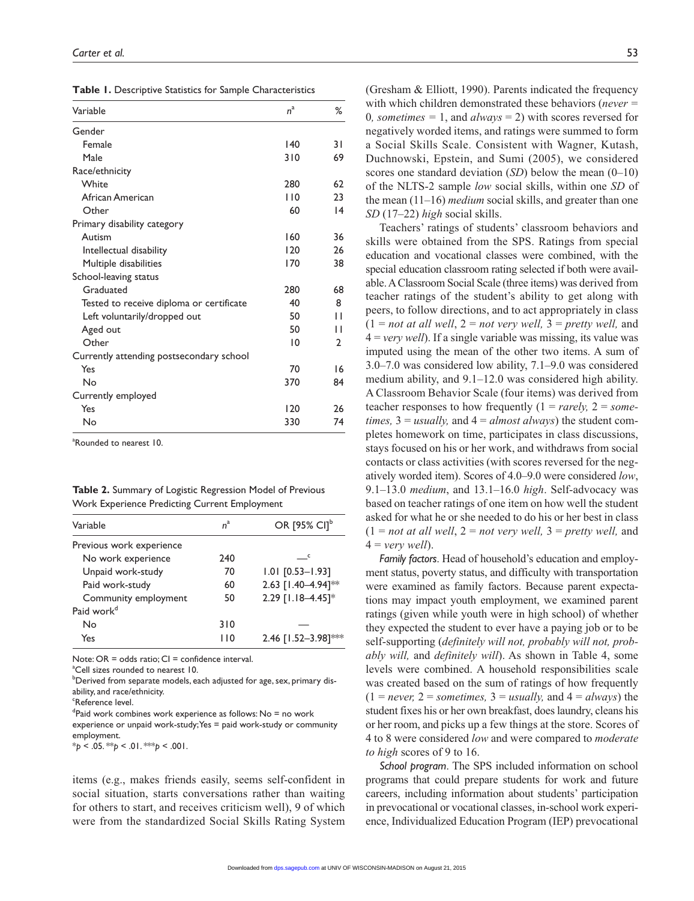**Table 1.** Descriptive Statistics for Sample Characteristics

| Variable | $n$[a] | % |
|---|---|---|
| Gender | | |
| Female | 140 | 31 |
| Male | 310 | 69 |
| Race/ethnicity | | |
| White | 280 | 62 |
| African American | 110 | 23 |
| Other | 60 | 14 |
| Primary disability category | | |
| Autism | 160 | 36 |
| Intellectual disability | 120 | 26 |
| Multiple disabilities | 170 | 38 |
| School-leaving status | | |
| Graduated | 280 | 68 |
| Tested to receive diploma or certificate | 40 | 8 |
| Left voluntarily/dropped out | 50 | 11 |
| Aged out | 50 | 11 |
| Other | 10 | 2 |
| Currently attending postsecondary school | | |
| Yes | 70 | 16 |
| No | 370 | 84 |
| Currently employed | | |
| Yes | 120 | 26 |
| No | 330 | 74 |

[a]Rounded to nearest 10.

**Table 2.** Summary of Logistic Regression Model of Previous Work Experience Predicting Current Employment

| Variable | $n$[a] | OR [95% CI][b] |
|---|---|---|
| Previous work experience | | |
| No work experience | 240 | —[c] |
| Unpaid work-study | 70 | 1.01 [0.53–1.93] |
| Paid work-study | 60 | 2.63 [1.40–4.94]** |
| Community employment | 50 | 2.29 [1.18–4.45]* |
| Paid work[d] | | |
| No | 310 | — |
| Yes | 110 | 2.46 [1.52–3.98]*** |

Note: OR = odds ratio; CI = confidence interval.
[a]Cell sizes rounded to nearest 10.
[b]Derived from separate models, each adjusted for age, sex, primary disability, and race/ethnicity.
[c]Reference level.
[d]Paid work combines work experience as follows: No = no work experience or unpaid work-study; Yes = paid work-study or community employment.
*$p < .05$. **$p < .01$. ***$p < .001$.

items (e.g., makes friends easily, seems self-confident in social situation, starts conversations rather than waiting for others to start, and receives criticism well), 9 of which were from the standardized Social Skills Rating System (Gresham & Elliott, 1990). Parents indicated the frequency with which children demonstrated these behaviors (*never* = 0*, sometimes* = 1, and *always* = 2) with scores reversed for negatively worded items, and ratings were summed to form a Social Skills Scale. Consistent with Wagner, Kutash, Duchnowski, Epstein, and Sumi (2005), we considered scores one standard deviation (*SD*) below the mean (0–10) of the NLTS-2 sample *low* social skills, within one *SD* of the mean (11–16) *medium* social skills, and greater than one *SD* (17–22) *high* social skills.

Teachers' ratings of students' classroom behaviors and skills were obtained from the SPS. Ratings from special education and vocational classes were combined, with the special education classroom rating selected if both were available. A Classroom Social Scale (three items) was derived from teacher ratings of the student's ability to get along with peers, to follow directions, and to act appropriately in class (1 = *not at all well*, 2 = *not very well,* 3 = *pretty well,* and 4 = *very well*). If a single variable was missing, its value was imputed using the mean of the other two items. A sum of 3.0–7.0 was considered low ability, 7.1–9.0 was considered medium ability, and 9.1–12.0 was considered high ability. A Classroom Behavior Scale (four items) was derived from teacher responses to how frequently (1 = *rarely,* 2 = *sometimes,* 3 = *usually,* and 4 = *almost always*) the student completes homework on time, participates in class discussions, stays focused on his or her work, and withdraws from social contacts or class activities (with scores reversed for the negatively worded item). Scores of 4.0–9.0 were considered *low*, 9.1–13.0 *medium*, and 13.1–16.0 *high*. Self-advocacy was based on teacher ratings of one item on how well the student asked for what he or she needed to do his or her best in class (1 = *not at all well*, 2 = *not very well,* 3 = *pretty well,* and 4 = *very well*).

*Family factors*. Head of household's education and employment status, poverty status, and difficulty with transportation were examined as family factors. Because parent expectations may impact youth employment, we examined parent ratings (given while youth were in high school) of whether they expected the student to ever have a paying job or to be self-supporting (*definitely will not, probably will not, probably will,* and *definitely will*). As shown in Table 4, some levels were combined. A household responsibilities scale was created based on the sum of ratings of how frequently (1 = *never,* 2 = *sometimes,* 3 = *usually,* and 4 = *always*) the student fixes his or her own breakfast, does laundry, cleans his or her room, and picks up a few things at the store. Scores of 4 to 8 were considered *low* and were compared to *moderate to high* scores of 9 to 16.

*School program*. The SPS included information on school programs that could prepare students for work and future careers, including information about students' participation in prevocational or vocational classes, in-school work experience, Individualized Education Program (IEP) prevocational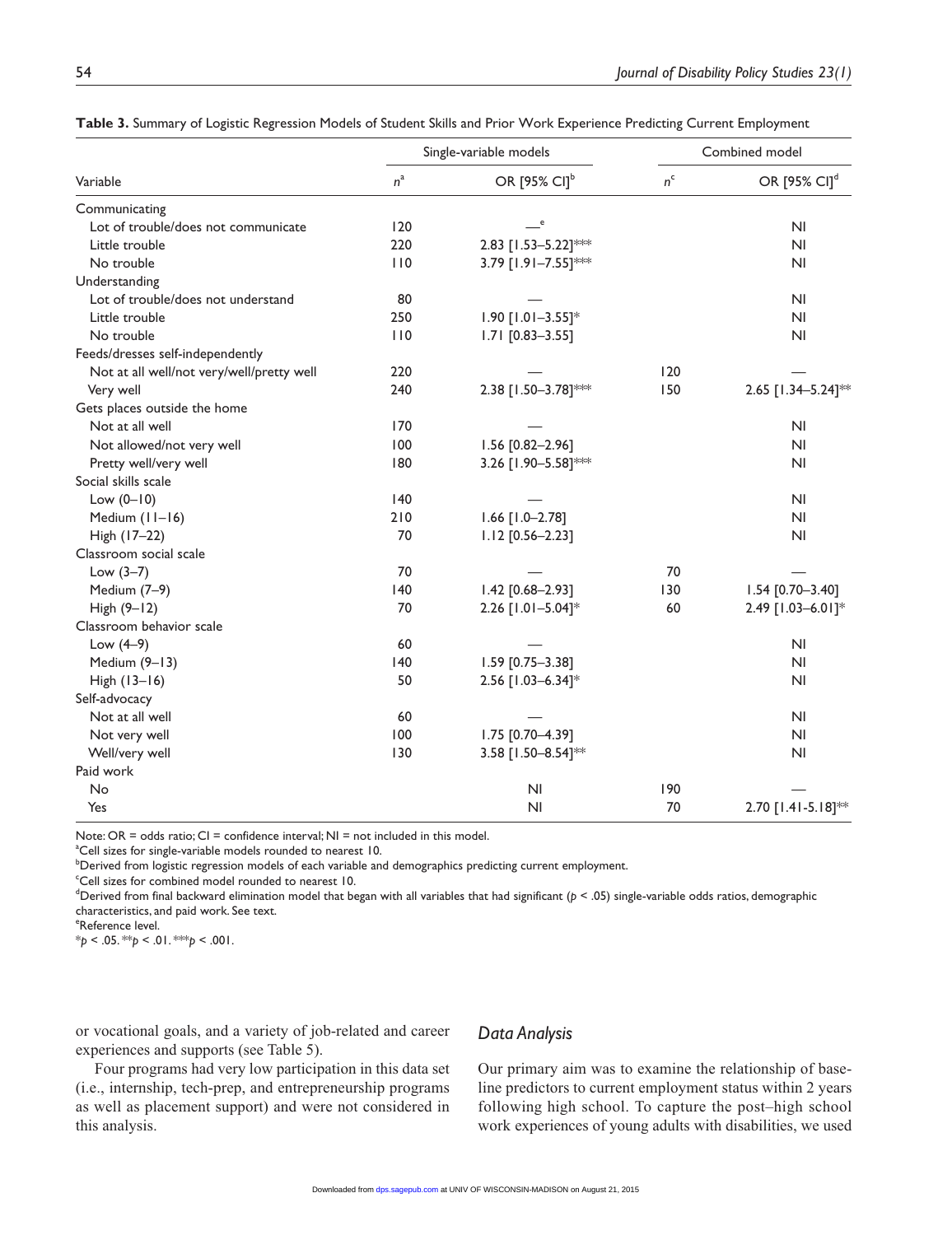**Table 3.** Summary of Logistic Regression Models of Student Skills and Prior Work Experience Predicting Current Employment

| | Single-variable models | | Combined model | |
|---|---|---|---|---|
| Variable | $n$[a] | OR [95% CI][b] | $n$[c] | OR [95% CI][d] |
| Communicating | | | | |
| Lot of trouble/does not communicate | 120 | —[e] | | NI |
| Little trouble | 220 | 2.83 [1.53–5.22]*** | | NI |
| No trouble | 110 | 3.79 [1.91–7.55]*** | | NI |
| Understanding | | | | |
| Lot of trouble/does not understand | 80 | — | | NI |
| Little trouble | 250 | 1.90 [1.01–3.55]* | | NI |
| No trouble | 110 | 1.71 [0.83–3.55] | | NI |
| Feeds/dresses self-independently | | | | |
| Not at all well/not very/well/pretty well | 220 | — | 120 | — |
| Very well | 240 | 2.38 [1.50–3.78]*** | 150 | 2.65 [1.34–5.24]** |
| Gets places outside the home | | | | |
| Not at all well | 170 | — | | NI |
| Not allowed/not very well | 100 | 1.56 [0.82–2.96] | | NI |
| Pretty well/very well | 180 | 3.26 [1.90–5.58]*** | | NI |
| Social skills scale | | | | |
| Low (0–10) | 140 | — | | NI |
| Medium (11–16) | 210 | 1.66 [1.0–2.78] | | NI |
| High (17–22) | 70 | 1.12 [0.56–2.23] | | NI |
| Classroom social scale | | | | |
| Low (3–7) | 70 | — | 70 | — |
| Medium (7–9) | 140 | 1.42 [0.68–2.93] | 130 | 1.54 [0.70–3.40] |
| High (9–12) | 70 | 2.26 [1.01–5.04]* | 60 | 2.49 [1.03–6.01]* |
| Classroom behavior scale | | | | |
| Low (4–9) | 60 | — | | NI |
| Medium (9–13) | 140 | 1.59 [0.75–3.38] | | NI |
| High (13–16) | 50 | 2.56 [1.03–6.34]* | | NI |
| Self-advocacy | | | | |
| Not at all well | 60 | — | | NI |
| Not very well | 100 | 1.75 [0.70–4.39] | | NI |
| Well/very well | 130 | 3.58 [1.50–8.54]** | | NI |
| Paid work | | | | |
| No | | NI | 190 | — |
| Yes | | NI | 70 | 2.70 [1.41-5.18]** |

Note: OR = odds ratio; CI = confidence interval; NI = not included in this model.
[a]Cell sizes for single-variable models rounded to nearest 10.
[b]Derived from logistic regression models of each variable and demographics predicting current employment.
[c]Cell sizes for combined model rounded to nearest 10.
[d]Derived from final backward elimination model that began with all variables that had significant ($p < .05$) single-variable odds ratios, demographic characteristics, and paid work. See text.
[e]Reference level.
*$p < .05$. **$p < .01$. ***$p < .001$.

or vocational goals, and a variety of job-related and career experiences and supports (see Table 5).

Four programs had very low participation in this data set (i.e., internship, tech-prep, and entrepreneurship programs as well as placement support) and were not considered in this analysis.

## *Data Analysis*

Our primary aim was to examine the relationship of baseline predictors to current employment status within 2 years following high school. To capture the post–high school work experiences of young adults with disabilities, we used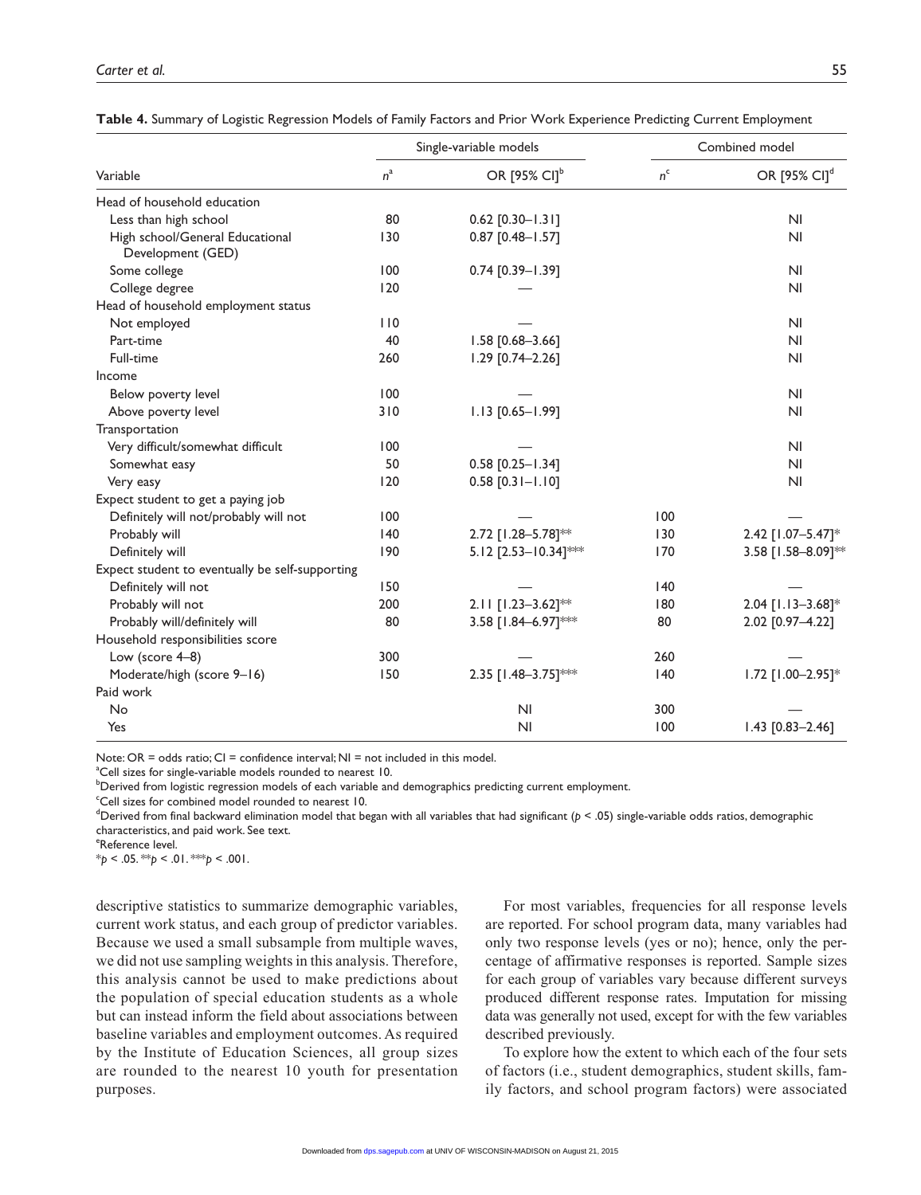**Table 4.** Summary of Logistic Regression Models of Family Factors and Prior Work Experience Predicting Current Employment

| Variable | Single-variable models | | Combined model | |
|---|---|---|---|---|
| | $n$[a] | OR [95% CI][b] | $n$[c] | OR [95% CI][d] |
| Head of household education | | | | |
| Less than high school | 80 | 0.62 [0.30–1.31] | | NI |
| High school/General Educational Development (GED) | 130 | 0.87 [0.48–1.57] | | NI |
| Some college | 100 | 0.74 [0.39–1.39] | | NI |
| College degree | 120 | — | | NI |
| Head of household employment status | | | | |
| Not employed | 110 | — | | NI |
| Part-time | 40 | 1.58 [0.68–3.66] | | NI |
| Full-time | 260 | 1.29 [0.74–2.26] | | NI |
| Income | | | | |
| Below poverty level | 100 | — | | NI |
| Above poverty level | 310 | 1.13 [0.65–1.99] | | NI |
| Transportation | | | | |
| Very difficult/somewhat difficult | 100 | — | | NI |
| Somewhat easy | 50 | 0.58 [0.25–1.34] | | NI |
| Very easy | 120 | 0.58 [0.31–1.10] | | NI |
| Expect student to get a paying job | | | | |
| Definitely will not/probably will not | 100 | — | 100 | — |
| Probably will | 140 | 2.72 [1.28–5.78]** | 130 | 2.42 [1.07–5.47]* |
| Definitely will | 190 | 5.12 [2.53–10.34]*** | 170 | 3.58 [1.58–8.09]** |
| Expect student to eventually be self-supporting | | | | |
| Definitely will not | 150 | — | 140 | — |
| Probably will not | 200 | 2.11 [1.23–3.62]** | 180 | 2.04 [1.13–3.68]* |
| Probably will/definitely will | 80 | 3.58 [1.84–6.97]*** | 80 | 2.02 [0.97–4.22] |
| Household responsibilities score | | | | |
| Low (score 4–8) | 300 | — | 260 | — |
| Moderate/high (score 9–16) | 150 | 2.35 [1.48–3.75]*** | 140 | 1.72 [1.00–2.95]* |
| Paid work | | | | |
| No | | NI | 300 | — |
| Yes | | NI | 100 | 1.43 [0.83–2.46] |

Note: OR = odds ratio; CI = confidence interval; NI = not included in this model.
[a]Cell sizes for single-variable models rounded to nearest 10.
[b]Derived from logistic regression models of each variable and demographics predicting current employment.
[c]Cell sizes for combined model rounded to nearest 10.
[d]Derived from final backward elimination model that began with all variables that had significant ($p$ < .05) single-variable odds ratios, demographic characteristics, and paid work. See text.
[e]Reference level.
*$p$ < .05. **$p$ < .01. ***$p$ < .001.

descriptive statistics to summarize demographic variables, current work status, and each group of predictor variables. Because we used a small subsample from multiple waves, we did not use sampling weights in this analysis. Therefore, this analysis cannot be used to make predictions about the population of special education students as a whole but can instead inform the field about associations between baseline variables and employment outcomes. As required by the Institute of Education Sciences, all group sizes are rounded to the nearest 10 youth for presentation purposes.

For most variables, frequencies for all response levels are reported. For school program data, many variables had only two response levels (yes or no); hence, only the percentage of affirmative responses is reported. Sample sizes for each group of variables vary because different surveys produced different response rates. Imputation for missing data was generally not used, except for with the few variables described previously.

To explore how the extent to which each of the four sets of factors (i.e., student demographics, student skills, family factors, and school program factors) were associated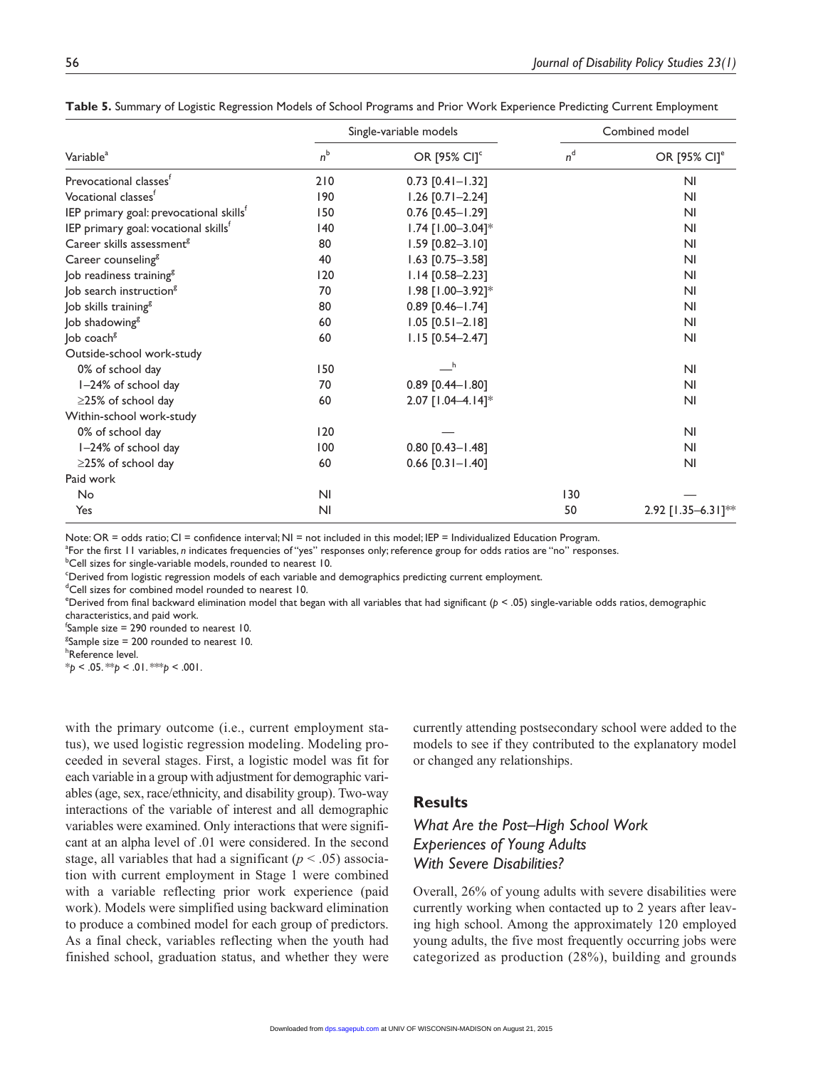**Table 5.** Summary of Logistic Regression Models of School Programs and Prior Work Experience Predicting Current Employment

| Variable[a] | Single-variable models | | Combined model | |
|---|---|---|---|---|
| | $n$[b] | OR [95% CI][c] | $n$[d] | OR [95% CI][e] |
| Prevocational classes[f] | 210 | 0.73 [0.41–1.32] | | NI |
| Vocational classes[f] | 190 | 1.26 [0.71–2.24] | | NI |
| IEP primary goal: prevocational skills[f] | 150 | 0.76 [0.45–1.29] | | NI |
| IEP primary goal: vocational skills[f] | 140 | 1.74 [1.00–3.04]* | | NI |
| Career skills assessment[g] | 80 | 1.59 [0.82–3.10] | | NI |
| Career counseling[g] | 40 | 1.63 [0.75–3.58] | | NI |
| Job readiness training[g] | 120 | 1.14 [0.58–2.23] | | NI |
| Job search instruction[g] | 70 | 1.98 [1.00–3.92]* | | NI |
| Job skills training[g] | 80 | 0.89 [0.46–1.74] | | NI |
| Job shadowing[g] | 60 | 1.05 [0.51–2.18] | | NI |
| Job coach[g] | 60 | 1.15 [0.54–2.47] | | NI |
| Outside-school work-study | | | | |
| 0% of school day | 150 | —[h] | | NI |
| 1–24% of school day | 70 | 0.89 [0.44–1.80] | | NI |
| ≥25% of school day | 60 | 2.07 [1.04–4.14]* | | NI |
| Within-school work-study | | | | |
| 0% of school day | 120 | — | | NI |
| 1–24% of school day | 100 | 0.80 [0.43–1.48] | | NI |
| ≥25% of school day | 60 | 0.66 [0.31–1.40] | | NI |
| Paid work | | | | |
| No | NI | | 130 | — |
| Yes | NI | | 50 | 2.92 [1.35–6.31]** |

Note: OR = odds ratio; CI = confidence interval; NI = not included in this model; IEP = Individualized Education Program.
[a]For the first 11 variables, *n* indicates frequencies of "yes" responses only; reference group for odds ratios are "no" responses.
[b]Cell sizes for single-variable models, rounded to nearest 10.
[c]Derived from logistic regression models of each variable and demographics predicting current employment.
[d]Cell sizes for combined model rounded to nearest 10.
[e]Derived from final backward elimination model that began with all variables that had significant ($p < .05$) single-variable odds ratios, demographic characteristics, and paid work.
[f]Sample size = 290 rounded to nearest 10.
[g]Sample size = 200 rounded to nearest 10.
[h]Reference level.
*$p < .05$. **$p < .01$. ***$p < .001$.

with the primary outcome (i.e., current employment status), we used logistic regression modeling. Modeling proceeded in several stages. First, a logistic model was fit for each variable in a group with adjustment for demographic variables (age, sex, race/ethnicity, and disability group). Two-way interactions of the variable of interest and all demographic variables were examined. Only interactions that were significant at an alpha level of .01 were considered. In the second stage, all variables that had a significant ($p < .05$) association with current employment in Stage 1 were combined with a variable reflecting prior work experience (paid work). Models were simplified using backward elimination to produce a combined model for each group of predictors. As a final check, variables reflecting when the youth had finished school, graduation status, and whether they were currently attending postsecondary school were added to the models to see if they contributed to the explanatory model or changed any relationships.

## Results

### *What Are the Post–High School Work Experiences of Young Adults With Severe Disabilities?*

Overall, 26% of young adults with severe disabilities were currently working when contacted up to 2 years after leaving high school. Among the approximately 120 employed young adults, the five most frequently occurring jobs were categorized as production (28%), building and grounds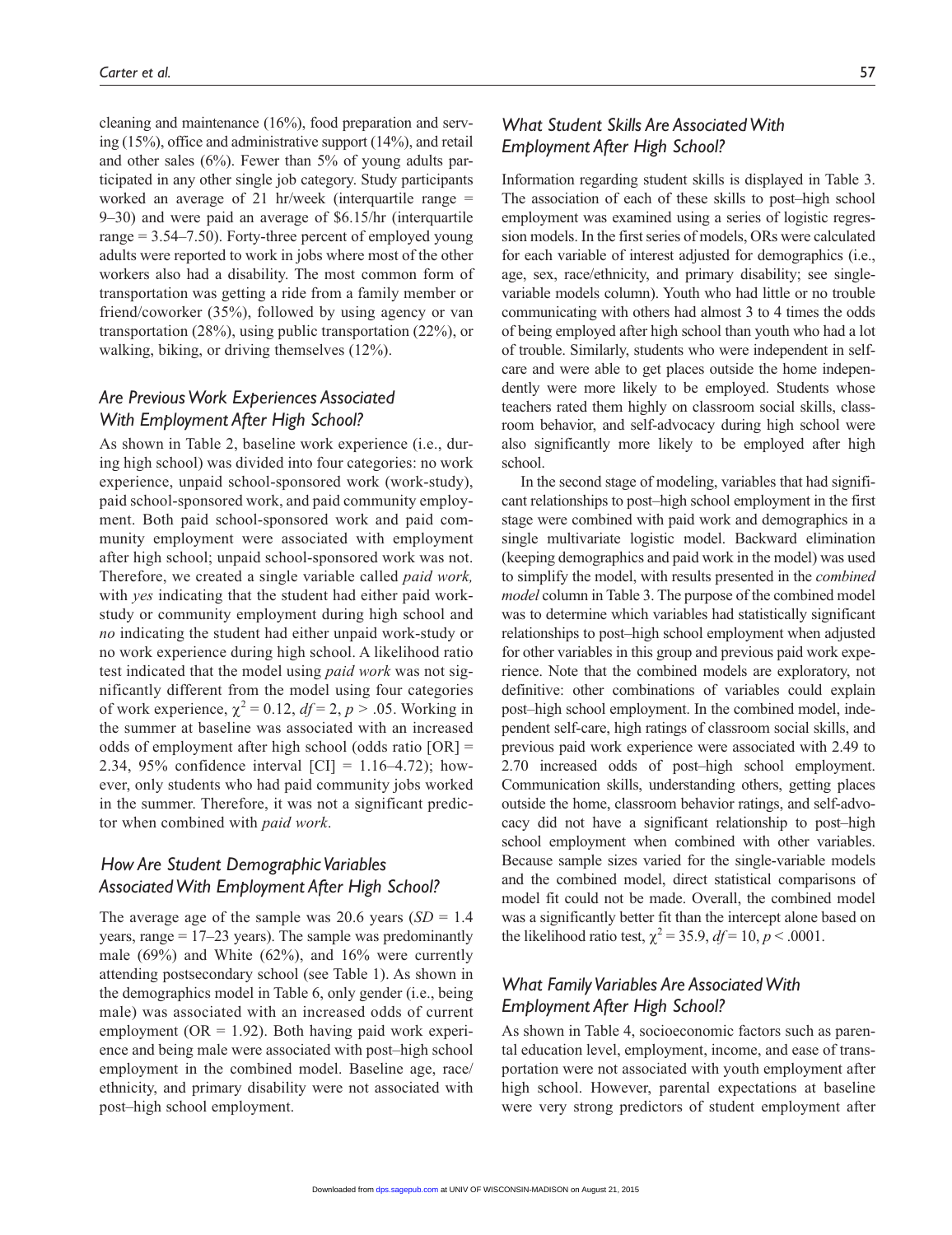cleaning and maintenance (16%), food preparation and serving (15%), office and administrative support (14%), and retail and other sales (6%). Fewer than 5% of young adults participated in any other single job category. Study participants worked an average of 21 hr/week (interquartile range = 9–30) and were paid an average of \$6.15/hr (interquartile range = 3.54–7.50). Forty-three percent of employed young adults were reported to work in jobs where most of the other workers also had a disability. The most common form of transportation was getting a ride from a family member or friend/coworker (35%), followed by using agency or van transportation (28%), using public transportation (22%), or walking, biking, or driving themselves (12%).

### *Are Previous Work Experiences Associated With Employment After High School?*

As shown in Table 2, baseline work experience (i.e., during high school) was divided into four categories: no work experience, unpaid school-sponsored work (work-study), paid school-sponsored work, and paid community employment. Both paid school-sponsored work and paid community employment were associated with employment after high school; unpaid school-sponsored work was not. Therefore, we created a single variable called *paid work,* with *yes* indicating that the student had either paid work-study or community employment during high school and *no* indicating the student had either unpaid work-study or no work experience during high school. A likelihood ratio test indicated that the model using *paid work* was not significantly different from the model using four categories of work experience, $\chi^2 = 0.12$, $df = 2$, $p > .05$. Working in the summer at baseline was associated with an increased odds of employment after high school (odds ratio [OR] = 2.34, 95% confidence interval [CI] = 1.16–4.72); however, only students who had paid community jobs worked in the summer. Therefore, it was not a significant predictor when combined with *paid work*.

### *How Are Student Demographic Variables Associated With Employment After High School?*

The average age of the sample was 20.6 years ($SD = 1.4$ years, range = 17–23 years). The sample was predominantly male (69%) and White (62%), and 16% were currently attending postsecondary school (see Table 1). As shown in the demographics model in Table 6, only gender (i.e., being male) was associated with an increased odds of current employment (OR = 1.92). Both having paid work experience and being male were associated with post–high school employment in the combined model. Baseline age, race/ethnicity, and primary disability were not associated with post–high school employment.

### *What Student Skills Are Associated With Employment After High School?*

Information regarding student skills is displayed in Table 3. The association of each of these skills to post–high school employment was examined using a series of logistic regression models. In the first series of models, ORs were calculated for each variable of interest adjusted for demographics (i.e., age, sex, race/ethnicity, and primary disability; see single-variable models column). Youth who had little or no trouble communicating with others had almost 3 to 4 times the odds of being employed after high school than youth who had a lot of trouble. Similarly, students who were independent in self-care and were able to get places outside the home independently were more likely to be employed. Students whose teachers rated them highly on classroom social skills, classroom behavior, and self-advocacy during high school were also significantly more likely to be employed after high school.

In the second stage of modeling, variables that had significant relationships to post–high school employment in the first stage were combined with paid work and demographics in a single multivariate logistic model. Backward elimination (keeping demographics and paid work in the model) was used to simplify the model, with results presented in the *combined model* column in Table 3. The purpose of the combined model was to determine which variables had statistically significant relationships to post–high school employment when adjusted for other variables in this group and previous paid work experience. Note that the combined models are exploratory, not definitive: other combinations of variables could explain post–high school employment. In the combined model, independent self-care, high ratings of classroom social skills, and previous paid work experience were associated with 2.49 to 2.70 increased odds of post–high school employment. Communication skills, understanding others, getting places outside the home, classroom behavior ratings, and self-advocacy did not have a significant relationship to post–high school employment when combined with other variables. Because sample sizes varied for the single-variable models and the combined model, direct statistical comparisons of model fit could not be made. Overall, the combined model was a significantly better fit than the intercept alone based on the likelihood ratio test, $\chi^2 = 35.9$, $df = 10$, $p < .0001$.

### *What Family Variables Are Associated With Employment After High School?*

As shown in Table 4, socioeconomic factors such as parental education level, employment, income, and ease of transportation were not associated with youth employment after high school. However, parental expectations at baseline were very strong predictors of student employment after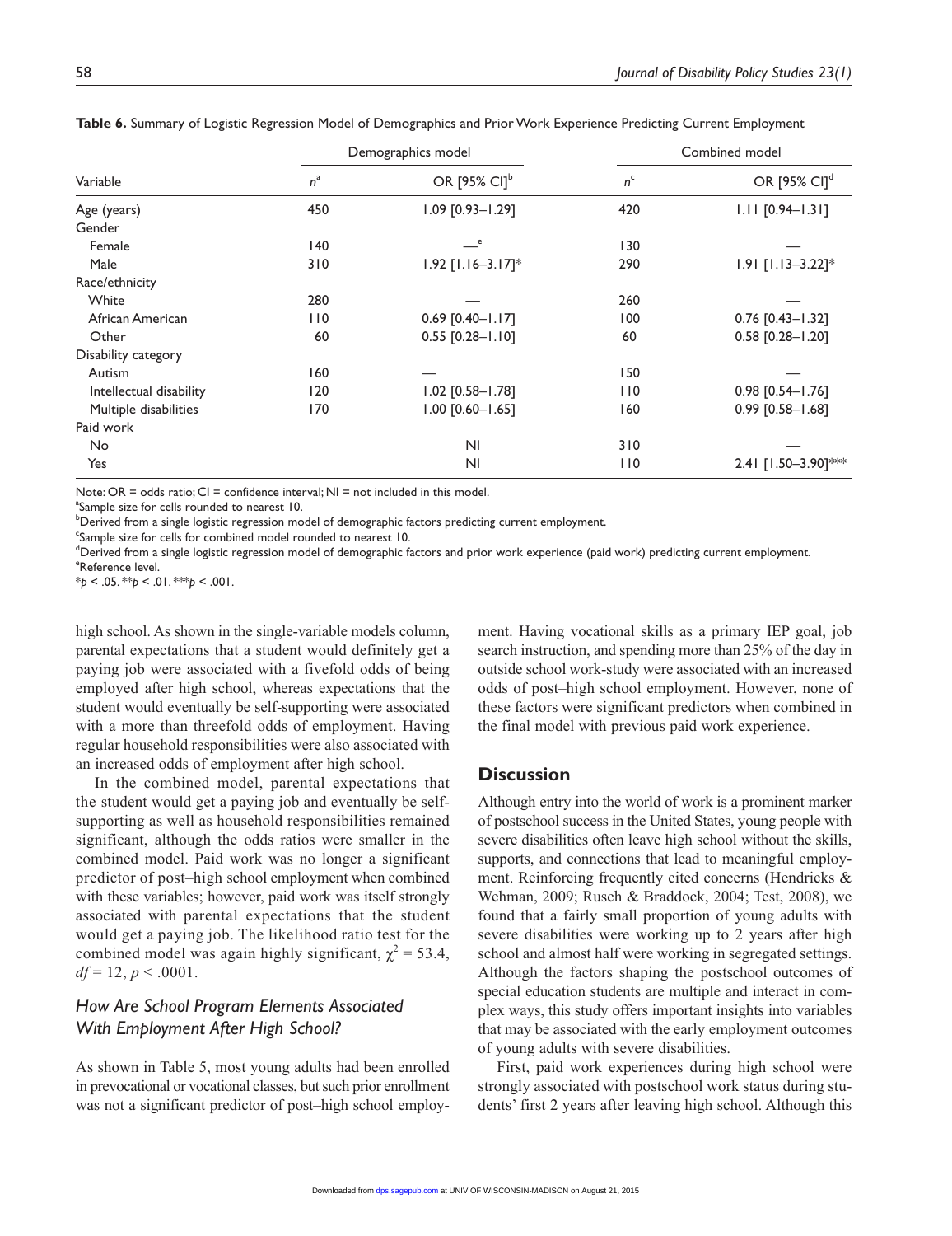**Table 6.** Summary of Logistic Regression Model of Demographics and Prior Work Experience Predicting Current Employment

| Variable | Demographics model | | Combined model | |
|---|---|---|---|---|
| | $n$[a] | OR [95% CI][b] | $n$[c] | OR [95% CI][d] |
| Age (years) | 450 | 1.09 [0.93–1.29] | 420 | 1.11 [0.94–1.31] |
| Gender | | | | |
| Female | 140 | —[e] | 130 | — |
| Male | 310 | 1.92 [1.16–3.17]* | 290 | 1.91 [1.13–3.22]* |
| Race/ethnicity | | | | |
| White | 280 | — | 260 | — |
| African American | 110 | 0.69 [0.40–1.17] | 100 | 0.76 [0.43–1.32] |
| Other | 60 | 0.55 [0.28–1.10] | 60 | 0.58 [0.28–1.20] |
| Disability category | | | | |
| Autism | 160 | — | 150 | — |
| Intellectual disability | 120 | 1.02 [0.58–1.78] | 110 | 0.98 [0.54–1.76] |
| Multiple disabilities | 170 | 1.00 [0.60–1.65] | 160 | 0.99 [0.58–1.68] |
| Paid work | | | | |
| No | | NI | 310 | — |
| Yes | | NI | 110 | 2.41 [1.50–3.90]*** |

Note: OR = odds ratio; CI = confidence interval; NI = not included in this model.
[a]Sample size for cells rounded to nearest 10.
[b]Derived from a single logistic regression model of demographic factors predicting current employment.
[c]Sample size for cells for combined model rounded to nearest 10.
[d]Derived from a single logistic regression model of demographic factors and prior work experience (paid work) predicting current employment.
[e]Reference level.
\*$p < .05$. \*\*$p < .01$. \*\*\*$p < .001$.

high school. As shown in the single-variable models column, parental expectations that a student would definitely get a paying job were associated with a fivefold odds of being employed after high school, whereas expectations that the student would eventually be self-supporting were associated with a more than threefold odds of employment. Having regular household responsibilities were also associated with an increased odds of employment after high school.

In the combined model, parental expectations that the student would get a paying job and eventually be self-supporting as well as household responsibilities remained significant, although the odds ratios were smaller in the combined model. Paid work was no longer a significant predictor of post–high school employment when combined with these variables; however, paid work was itself strongly associated with parental expectations that the student would get a paying job. The likelihood ratio test for the combined model was again highly significant, $\chi^2 = 53.4$, $df = 12$, $p < .0001$.

### *How Are School Program Elements Associated With Employment After High School?*

As shown in Table 5, most young adults had been enrolled in prevocational or vocational classes, but such prior enrollment was not a significant predictor of post–high school employment. Having vocational skills as a primary IEP goal, job search instruction, and spending more than 25% of the day in outside school work-study were associated with an increased odds of post–high school employment. However, none of these factors were significant predictors when combined in the final model with previous paid work experience.

## Discussion

Although entry into the world of work is a prominent marker of postschool success in the United States, young people with severe disabilities often leave high school without the skills, supports, and connections that lead to meaningful employment. Reinforcing frequently cited concerns (Hendricks & Wehman, 2009; Rusch & Braddock, 2004; Test, 2008), we found that a fairly small proportion of young adults with severe disabilities were working up to 2 years after high school and almost half were working in segregated settings. Although the factors shaping the postschool outcomes of special education students are multiple and interact in complex ways, this study offers important insights into variables that may be associated with the early employment outcomes of young adults with severe disabilities.

First, paid work experiences during high school were strongly associated with postschool work status during students' first 2 years after leaving high school. Although this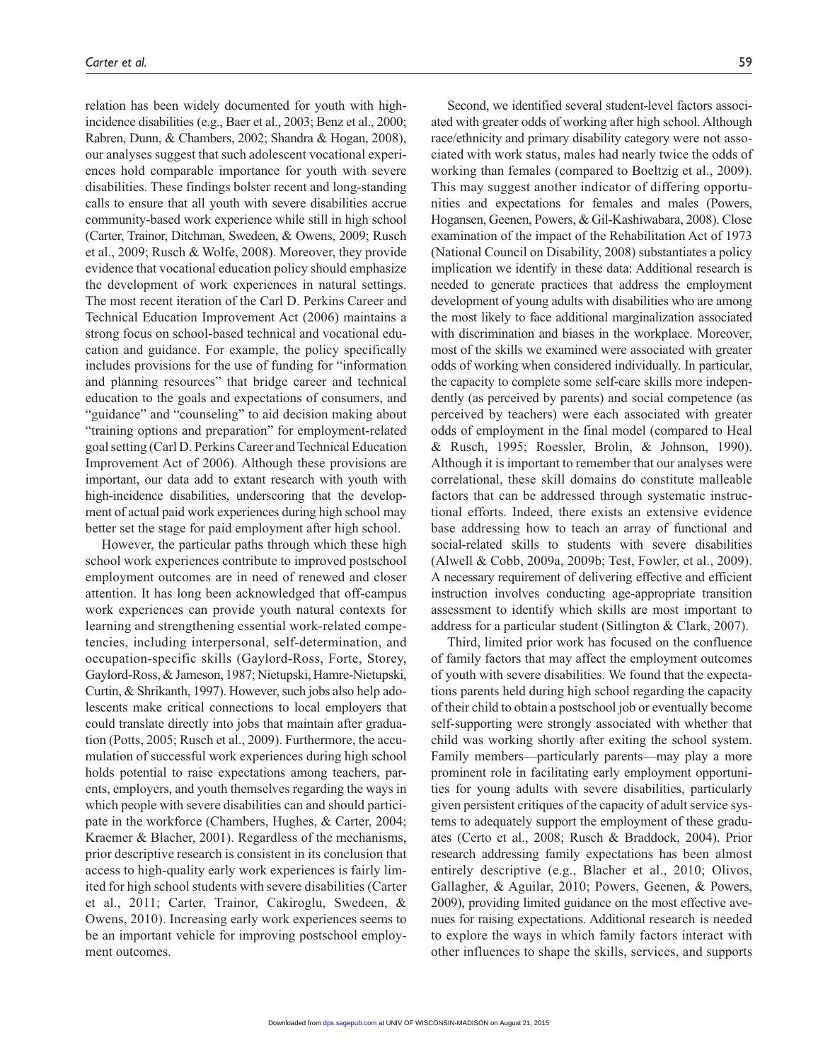relation has been widely documented for youth with high-incidence disabilities (e.g., Baer et al., 2003; Benz et al., 2000; Rabren, Dunn, & Chambers, 2002; Shandra & Hogan, 2008), our analyses suggest that such adolescent vocational experiences hold comparable importance for youth with severe disabilities. These findings bolster recent and long-standing calls to ensure that all youth with severe disabilities accrue community-based work experience while still in high school (Carter, Trainor, Ditchman, Swedeen, & Owens, 2009; Rusch et al., 2009; Rusch & Wolfe, 2008). Moreover, they provide evidence that vocational education policy should emphasize the development of work experiences in natural settings. The most recent iteration of the Carl D. Perkins Career and Technical Education Improvement Act (2006) maintains a strong focus on school-based technical and vocational education and guidance. For example, the policy specifically includes provisions for the use of funding for "information and planning resources" that bridge career and technical education to the goals and expectations of consumers, and "guidance" and "counseling" to aid decision making about "training options and preparation" for employment-related goal setting (Carl D. Perkins Career and Technical Education Improvement Act of 2006). Although these provisions are important, our data add to extant research with youth with high-incidence disabilities, underscoring that the development of actual paid work experiences during high school may better set the stage for paid employment after high school.

However, the particular paths through which these high school work experiences contribute to improved postschool employment outcomes are in need of renewed and closer attention. It has long been acknowledged that off-campus work experiences can provide youth natural contexts for learning and strengthening essential work-related competencies, including interpersonal, self-determination, and occupation-specific skills (Gaylord-Ross, Forte, Storey, Gaylord-Ross, & Jameson, 1987; Nietupski, Hamre-Nietupski, Curtin, & Shrikanth, 1997). However, such jobs also help adolescents make critical connections to local employers that could translate directly into jobs that maintain after graduation (Potts, 2005; Rusch et al., 2009). Furthermore, the accumulation of successful work experiences during high school holds potential to raise expectations among teachers, parents, employers, and youth themselves regarding the ways in which people with severe disabilities can and should participate in the workforce (Chambers, Hughes, & Carter, 2004; Kraemer & Blacher, 2001). Regardless of the mechanisms, prior descriptive research is consistent in its conclusion that access to high-quality early work experiences is fairly limited for high school students with severe disabilities (Carter et al., 2011; Carter, Trainor, Cakiroglu, Swedeen, & Owens, 2010). Increasing early work experiences seems to be an important vehicle for improving postschool employment outcomes.

Second, we identified several student-level factors associated with greater odds of working after high school. Although race/ethnicity and primary disability category were not associated with work status, males had nearly twice the odds of working than females (compared to Boeltzig et al., 2009). This may suggest another indicator of differing opportunities and expectations for females and males (Powers, Hogansen, Geenen, Powers, & Gil-Kashiwabara, 2008). Close examination of the impact of the Rehabilitation Act of 1973 (National Council on Disability, 2008) substantiates a policy implication we identify in these data: Additional research is needed to generate practices that address the employment development of young adults with disabilities who are among the most likely to face additional marginalization associated with discrimination and biases in the workplace. Moreover, most of the skills we examined were associated with greater odds of working when considered individually. In particular, the capacity to complete some self-care skills more independently (as perceived by parents) and social competence (as perceived by teachers) were each associated with greater odds of employment in the final model (compared to Heal & Rusch, 1995; Roessler, Brolin, & Johnson, 1990). Although it is important to remember that our analyses were correlational, these skill domains do constitute malleable factors that can be addressed through systematic instructional efforts. Indeed, there exists an extensive evidence base addressing how to teach an array of functional and social-related skills to students with severe disabilities (Alwell & Cobb, 2009a, 2009b; Test, Fowler, et al., 2009). A necessary requirement of delivering effective and efficient instruction involves conducting age-appropriate transition assessment to identify which skills are most important to address for a particular student (Sitlington & Clark, 2007).

Third, limited prior work has focused on the confluence of family factors that may affect the employment outcomes of youth with severe disabilities. We found that the expectations parents held during high school regarding the capacity of their child to obtain a postschool job or eventually become self-supporting were strongly associated with whether that child was working shortly after exiting the school system. Family members—particularly parents—may play a more prominent role in facilitating early employment opportunities for young adults with severe disabilities, particularly given persistent critiques of the capacity of adult service systems to adequately support the employment of these graduates (Certo et al., 2008; Rusch & Braddock, 2004). Prior research addressing family expectations has been almost entirely descriptive (e.g., Blacher et al., 2010; Olivos, Gallagher, & Aguilar, 2010; Powers, Geenen, & Powers, 2009), providing limited guidance on the most effective avenues for raising expectations. Additional research is needed to explore the ways in which family factors interact with other influences to shape the skills, services, and supports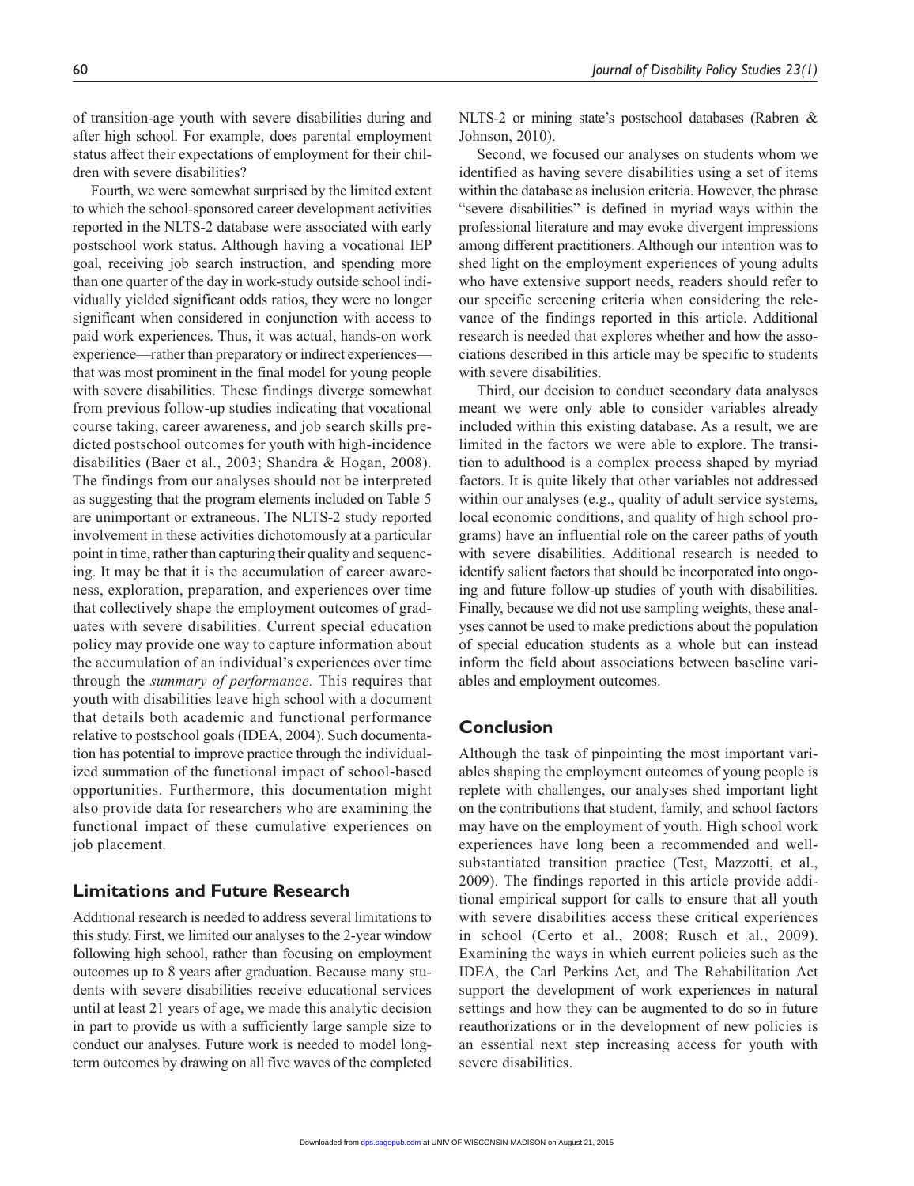of transition-age youth with severe disabilities during and after high school. For example, does parental employment status affect their expectations of employment for their children with severe disabilities?

Fourth, we were somewhat surprised by the limited extent to which the school-sponsored career development activities reported in the NLTS-2 database were associated with early postschool work status. Although having a vocational IEP goal, receiving job search instruction, and spending more than one quarter of the day in work-study outside school individually yielded significant odds ratios, they were no longer significant when considered in conjunction with access to paid work experiences. Thus, it was actual, hands-on work experience—rather than preparatory or indirect experiences—that was most prominent in the final model for young people with severe disabilities. These findings diverge somewhat from previous follow-up studies indicating that vocational course taking, career awareness, and job search skills predicted postschool outcomes for youth with high-incidence disabilities (Baer et al., 2003; Shandra & Hogan, 2008). The findings from our analyses should not be interpreted as suggesting that the program elements included on Table 5 are unimportant or extraneous. The NLTS-2 study reported involvement in these activities dichotomously at a particular point in time, rather than capturing their quality and sequencing. It may be that it is the accumulation of career awareness, exploration, preparation, and experiences over time that collectively shape the employment outcomes of graduates with severe disabilities. Current special education policy may provide one way to capture information about the accumulation of an individual's experiences over time through the *summary of performance.* This requires that youth with disabilities leave high school with a document that details both academic and functional performance relative to postschool goals (IDEA, 2004). Such documentation has potential to improve practice through the individualized summation of the functional impact of school-based opportunities. Furthermore, this documentation might also provide data for researchers who are examining the functional impact of these cumulative experiences on job placement.

## Limitations and Future Research

Additional research is needed to address several limitations to this study. First, we limited our analyses to the 2-year window following high school, rather than focusing on employment outcomes up to 8 years after graduation. Because many students with severe disabilities receive educational services until at least 21 years of age, we made this analytic decision in part to provide us with a sufficiently large sample size to conduct our analyses. Future work is needed to model long-term outcomes by drawing on all five waves of the completed NLTS-2 or mining state's postschool databases (Rabren & Johnson, 2010).

Second, we focused our analyses on students whom we identified as having severe disabilities using a set of items within the database as inclusion criteria. However, the phrase "severe disabilities" is defined in myriad ways within the professional literature and may evoke divergent impressions among different practitioners. Although our intention was to shed light on the employment experiences of young adults who have extensive support needs, readers should refer to our specific screening criteria when considering the relevance of the findings reported in this article. Additional research is needed that explores whether and how the associations described in this article may be specific to students with severe disabilities.

Third, our decision to conduct secondary data analyses meant we were only able to consider variables already included within this existing database. As a result, we are limited in the factors we were able to explore. The transition to adulthood is a complex process shaped by myriad factors. It is quite likely that other variables not addressed within our analyses (e.g., quality of adult service systems, local economic conditions, and quality of high school programs) have an influential role on the career paths of youth with severe disabilities. Additional research is needed to identify salient factors that should be incorporated into ongoing and future follow-up studies of youth with disabilities. Finally, because we did not use sampling weights, these analyses cannot be used to make predictions about the population of special education students as a whole but can instead inform the field about associations between baseline variables and employment outcomes.

## Conclusion

Although the task of pinpointing the most important variables shaping the employment outcomes of young people is replete with challenges, our analyses shed important light on the contributions that student, family, and school factors may have on the employment of youth. High school work experiences have long been a recommended and well-substantiated transition practice (Test, Mazzotti, et al., 2009). The findings reported in this article provide additional empirical support for calls to ensure that all youth with severe disabilities access these critical experiences in school (Certo et al., 2008; Rusch et al., 2009). Examining the ways in which current policies such as the IDEA, the Carl Perkins Act, and The Rehabilitation Act support the development of work experiences in natural settings and how they can be augmented to do so in future reauthorizations or in the development of new policies is an essential next step increasing access for youth with severe disabilities.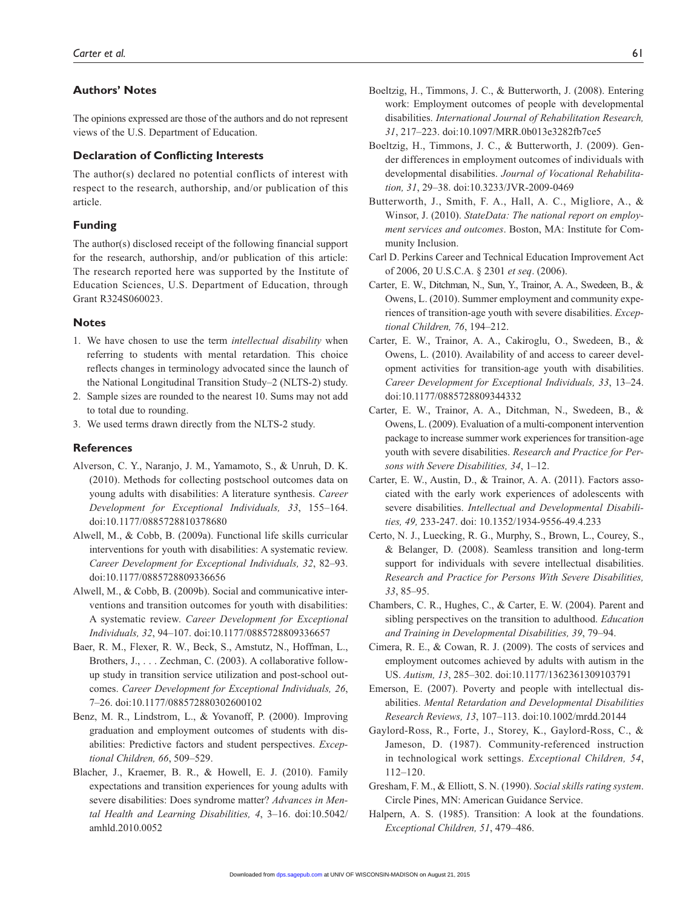## Authors' Notes

The opinions expressed are those of the authors and do not represent views of the U.S. Department of Education.

## Declaration of Conflicting Interests

The author(s) declared no potential conflicts of interest with respect to the research, authorship, and/or publication of this article.

## Funding

The author(s) disclosed receipt of the following financial support for the research, authorship, and/or publication of this article: The research reported here was supported by the Institute of Education Sciences, U.S. Department of Education, through Grant R324S060023.

## Notes

1. We have chosen to use the term *intellectual disability* when referring to students with mental retardation. This choice reflects changes in terminology advocated since the launch of the National Longitudinal Transition Study–2 (NLTS-2) study.
2. Sample sizes are rounded to the nearest 10. Sums may not add to total due to rounding.
3. We used terms drawn directly from the NLTS-2 study.

## References

Alverson, C. Y., Naranjo, J. M., Yamamoto, S., & Unruh, D. K. (2010). Methods for collecting postschool outcomes data on young adults with disabilities: A literature synthesis. *Career Development for Exceptional Individuals, 33*, 155–164. doi:10.1177/0885728810378680

Alwell, M., & Cobb, B. (2009a). Functional life skills curricular interventions for youth with disabilities: A systematic review. *Career Development for Exceptional Individuals, 32*, 82–93. doi:10.1177/0885728809336656

Alwell, M., & Cobb, B. (2009b). Social and communicative interventions and transition outcomes for youth with disabilities: A systematic review. *Career Development for Exceptional Individuals, 32*, 94–107. doi:10.1177/0885728809336657

Baer, R. M., Flexer, R. W., Beck, S., Amstutz, N., Hoffman, L., Brothers, J., . . . Zechman, C. (2003). A collaborative follow-up study in transition service utilization and post-school outcomes. *Career Development for Exceptional Individuals, 26*, 7–26. doi:10.1177/088572880302600102

Benz, M. R., Lindstrom, L., & Yovanoff, P. (2000). Improving graduation and employment outcomes of students with disabilities: Predictive factors and student perspectives. *Exceptional Children, 66*, 509–529.

Blacher, J., Kraemer, B. R., & Howell, E. J. (2010). Family expectations and transition experiences for young adults with severe disabilities: Does syndrome matter? *Advances in Mental Health and Learning Disabilities, 4*, 3–16. doi:10.5042/amhld.2010.0052

Boeltzig, H., Timmons, J. C., & Butterworth, J. (2008). Entering work: Employment outcomes of people with developmental disabilities. *International Journal of Rehabilitation Research, 31*, 217–223. doi:10.1097/MRR.0b013e3282fb7ce5

Boeltzig, H., Timmons, J. C., & Butterworth, J. (2009). Gender differences in employment outcomes of individuals with developmental disabilities. *Journal of Vocational Rehabilitation, 31*, 29–38. doi:10.3233/JVR-2009-0469

Butterworth, J., Smith, F. A., Hall, A. C., Migliore, A., & Winsor, J. (2010). *StateData: The national report on employment services and outcomes*. Boston, MA: Institute for Community Inclusion.

Carl D. Perkins Career and Technical Education Improvement Act of 2006, 20 U.S.C.A. § 2301 *et seq*. (2006).

Carter, E. W., Ditchman, N., Sun, Y., Trainor, A. A., Swedeen, B., & Owens, L. (2010). Summer employment and community experiences of transition-age youth with severe disabilities. *Exceptional Children, 76*, 194–212.

Carter, E. W., Trainor, A. A., Cakiroglu, O., Swedeen, B., & Owens, L. (2010). Availability of and access to career development activities for transition-age youth with disabilities. *Career Development for Exceptional Individuals, 33*, 13–24. doi:10.1177/0885728809344332

Carter, E. W., Trainor, A. A., Ditchman, N., Swedeen, B., & Owens, L. (2009). Evaluation of a multi-component intervention package to increase summer work experiences for transition-age youth with severe disabilities. *Research and Practice for Persons with Severe Disabilities, 34*, 1–12.

Carter, E. W., Austin, D., & Trainor, A. A. (2011). Factors associated with the early work experiences of adolescents with severe disabilities. *Intellectual and Developmental Disabilities, 49,* 233-247. doi: 10.1352/1934-9556-49.4.233

Certo, N. J., Luecking, R. G., Murphy, S., Brown, L., Courey, S., & Belanger, D. (2008). Seamless transition and long-term support for individuals with severe intellectual disabilities. *Research and Practice for Persons With Severe Disabilities, 33*, 85–95.

Chambers, C. R., Hughes, C., & Carter, E. W. (2004). Parent and sibling perspectives on the transition to adulthood. *Education and Training in Developmental Disabilities, 39*, 79–94.

Cimera, R. E., & Cowan, R. J. (2009). The costs of services and employment outcomes achieved by adults with autism in the US. *Autism, 13*, 285–302. doi:10.1177/1362361309103791

Emerson, E. (2007). Poverty and people with intellectual disabilities. *Mental Retardation and Developmental Disabilities Research Reviews, 13*, 107–113. doi:10.1002/mrdd.20144

Gaylord-Ross, R., Forte, J., Storey, K., Gaylord-Ross, C., & Jameson, D. (1987). Community-referenced instruction in technological work settings. *Exceptional Children, 54*, 112–120.

Gresham, F. M., & Elliott, S. N. (1990). *Social skills rating system*. Circle Pines, MN: American Guidance Service.

Halpern, A. S. (1985). Transition: A look at the foundations. *Exceptional Children, 51*, 479–486.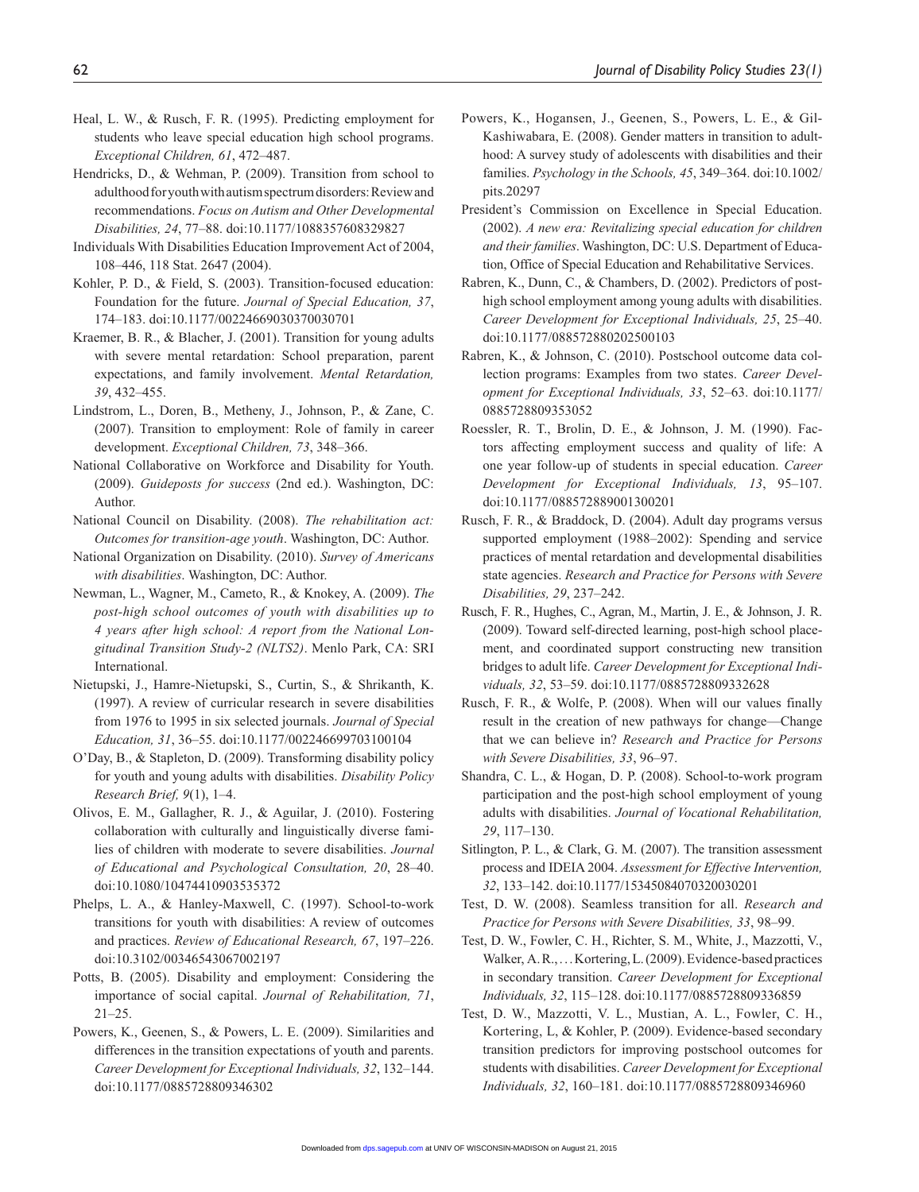Heal, L. W., & Rusch, F. R. (1995). Predicting employment for students who leave special education high school programs. *Exceptional Children, 61*, 472–487.

Hendricks, D., & Wehman, P. (2009). Transition from school to adulthood for youth with autism spectrum disorders: Review and recommendations. *Focus on Autism and Other Developmental Disabilities, 24*, 77–88. doi:10.1177/1088357608329827

Individuals With Disabilities Education Improvement Act of 2004, 108–446, 118 Stat. 2647 (2004).

Kohler, P. D., & Field, S. (2003). Transition-focused education: Foundation for the future. *Journal of Special Education, 37*, 174–183. doi:10.1177/00224669030370030701

Kraemer, B. R., & Blacher, J. (2001). Transition for young adults with severe mental retardation: School preparation, parent expectations, and family involvement. *Mental Retardation, 39*, 432–455.

Lindstrom, L., Doren, B., Metheny, J., Johnson, P., & Zane, C. (2007). Transition to employment: Role of family in career development. *Exceptional Children, 73*, 348–366.

National Collaborative on Workforce and Disability for Youth. (2009). *Guideposts for success* (2nd ed.). Washington, DC: Author.

National Council on Disability. (2008). *The rehabilitation act: Outcomes for transition-age youth*. Washington, DC: Author.

National Organization on Disability. (2010). *Survey of Americans with disabilities*. Washington, DC: Author.

Newman, L., Wagner, M., Cameto, R., & Knokey, A. (2009). *The post-high school outcomes of youth with disabilities up to 4 years after high school: A report from the National Longitudinal Transition Study-2 (NLTS2)*. Menlo Park, CA: SRI International.

Nietupski, J., Hamre-Nietupski, S., Curtin, S., & Shrikanth, K. (1997). A review of curricular research in severe disabilities from 1976 to 1995 in six selected journals. *Journal of Special Education, 31*, 36–55. doi:10.1177/002246699703100104

O'Day, B., & Stapleton, D. (2009). Transforming disability policy for youth and young adults with disabilities. *Disability Policy Research Brief, 9*(1), 1–4.

Olivos, E. M., Gallagher, R. J., & Aguilar, J. (2010). Fostering collaboration with culturally and linguistically diverse families of children with moderate to severe disabilities. *Journal of Educational and Psychological Consultation, 20*, 28–40. doi:10.1080/10474410903535372

Phelps, L. A., & Hanley-Maxwell, C. (1997). School-to-work transitions for youth with disabilities: A review of outcomes and practices. *Review of Educational Research, 67*, 197–226. doi:10.3102/00346543067002197

Potts, B. (2005). Disability and employment: Considering the importance of social capital. *Journal of Rehabilitation, 71*, 21–25.

Powers, K., Geenen, S., & Powers, L. E. (2009). Similarities and differences in the transition expectations of youth and parents. *Career Development for Exceptional Individuals, 32*, 132–144. doi:10.1177/0885728809346302

Powers, K., Hogansen, J., Geenen, S., Powers, L. E., & Gil-Kashiwabara, E. (2008). Gender matters in transition to adulthood: A survey study of adolescents with disabilities and their families. *Psychology in the Schools, 45*, 349–364. doi:10.1002/pits.20297

President's Commission on Excellence in Special Education. (2002). *A new era: Revitalizing special education for children and their families*. Washington, DC: U.S. Department of Education, Office of Special Education and Rehabilitative Services.

Rabren, K., Dunn, C., & Chambers, D. (2002). Predictors of post-high school employment among young adults with disabilities. *Career Development for Exceptional Individuals, 25*, 25–40. doi:10.1177/088572880202500103

Rabren, K., & Johnson, C. (2010). Postschool outcome data collection programs: Examples from two states. *Career Development for Exceptional Individuals, 33*, 52–63. doi:10.1177/0885728809353052

Roessler, R. T., Brolin, D. E., & Johnson, J. M. (1990). Factors affecting employment success and quality of life: A one year follow-up of students in special education. *Career Development for Exceptional Individuals, 13*, 95–107. doi:10.1177/088572889001300201

Rusch, F. R., & Braddock, D. (2004). Adult day programs versus supported employment (1988–2002): Spending and service practices of mental retardation and developmental disabilities state agencies. *Research and Practice for Persons with Severe Disabilities, 29*, 237–242.

Rusch, F. R., Hughes, C., Agran, M., Martin, J. E., & Johnson, J. R. (2009). Toward self-directed learning, post-high school placement, and coordinated support constructing new transition bridges to adult life. *Career Development for Exceptional Individuals, 32*, 53–59. doi:10.1177/0885728809332628

Rusch, F. R., & Wolfe, P. (2008). When will our values finally result in the creation of new pathways for change—Change that we can believe in? *Research and Practice for Persons with Severe Disabilities, 33*, 96–97.

Shandra, C. L., & Hogan, D. P. (2008). School-to-work program participation and the post-high school employment of young adults with disabilities. *Journal of Vocational Rehabilitation, 29*, 117–130.

Sitlington, P. L., & Clark, G. M. (2007). The transition assessment process and IDEIA 2004. *Assessment for Effective Intervention, 32*, 133–142. doi:10.1177/15345084070320030201

Test, D. W. (2008). Seamless transition for all. *Research and Practice for Persons with Severe Disabilities, 33*, 98–99.

Test, D. W., Fowler, C. H., Richter, S. M., White, J., Mazzotti, V., Walker, A. R., . . . Kortering, L. (2009). Evidence-based practices in secondary transition. *Career Development for Exceptional Individuals, 32*, 115–128. doi:10.1177/0885728809336859

Test, D. W., Mazzotti, V. L., Mustian, A. L., Fowler, C. H., Kortering, L, & Kohler, P. (2009). Evidence-based secondary transition predictors for improving postschool outcomes for students with disabilities. *Career Development for Exceptional Individuals, 32*, 160–181. doi:10.1177/0885728809346960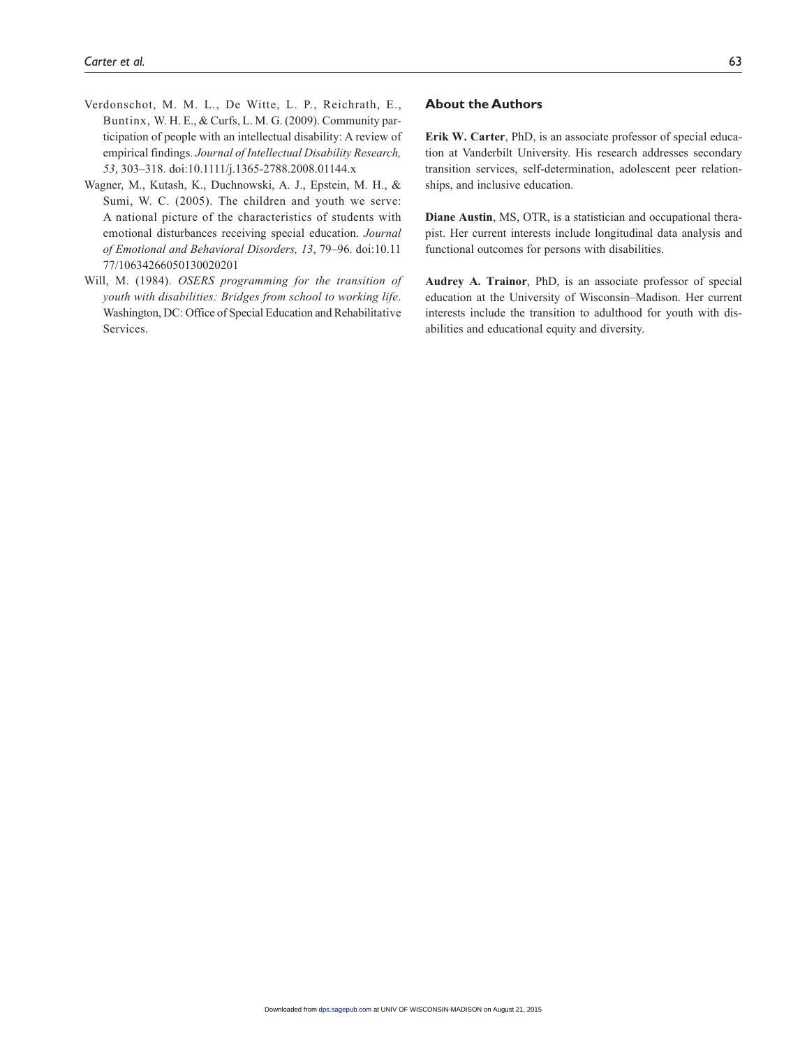Verdonschot, M. M. L., De Witte, L. P., Reichrath, E., Buntinx, W. H. E., & Curfs, L. M. G. (2009). Community participation of people with an intellectual disability: A review of empirical findings. *Journal of Intellectual Disability Research, 53*, 303–318. doi:10.1111/j.1365-2788.2008.01144.x

Wagner, M., Kutash, K., Duchnowski, A. J., Epstein, M. H., & Sumi, W. C. (2005). The children and youth we serve: A national picture of the characteristics of students with emotional disturbances receiving special education. *Journal of Emotional and Behavioral Disorders, 13*, 79–96. doi:10.1177/10634266050130020201

Will, M. (1984). *OSERS programming for the transition of youth with disabilities: Bridges from school to working life*. Washington, DC: Office of Special Education and Rehabilitative Services.

## About the Authors

**Erik W. Carter**, PhD, is an associate professor of special education at Vanderbilt University. His research addresses secondary transition services, self-determination, adolescent peer relationships, and inclusive education.

**Diane Austin**, MS, OTR, is a statistician and occupational therapist. Her current interests include longitudinal data analysis and functional outcomes for persons with disabilities.

**Audrey A. Trainor**, PhD, is an associate professor of special education at the University of Wisconsin–Madison. Her current interests include the transition to adulthood for youth with disabilities and educational equity and diversity.